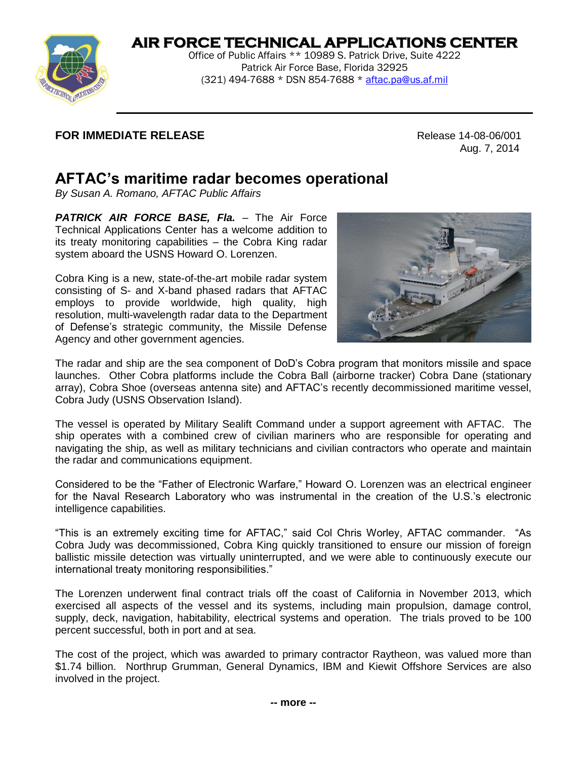# AIR FORCE TECHNICAL APPLICATIONS CENTER

Office of Public Affairs ** 10989 S. Patrick Drive, Suite 4222
Patrick Air Force Base, Florida 32925
(321) 494-7688 * DSN 854-7688 * aftac.pa@us.af.mil

**FOR IMMEDIATE RELEASE**

Release 14-08-06/001
Aug. 7, 2014

## AFTAC's maritime radar becomes operational

*By Susan A. Romano, AFTAC Public Affairs*

***PATRICK AIR FORCE BASE, Fla.*** – The Air Force Technical Applications Center has a welcome addition to its treaty monitoring capabilities – the Cobra King radar system aboard the USNS Howard O. Lorenzen.

Cobra King is a new, state-of-the-art mobile radar system consisting of S- and X-band phased radars that AFTAC employs to provide worldwide, high quality, high resolution, multi-wavelength radar data to the Department of Defense's strategic community, the Missile Defense Agency and other government agencies.

The radar and ship are the sea component of DoD's Cobra program that monitors missile and space launches. Other Cobra platforms include the Cobra Ball (airborne tracker) Cobra Dane (stationary array), Cobra Shoe (overseas antenna site) and AFTAC's recently decommissioned maritime vessel, Cobra Judy (USNS Observation Island).

The vessel is operated by Military Sealift Command under a support agreement with AFTAC. The ship operates with a combined crew of civilian mariners who are responsible for operating and navigating the ship, as well as military technicians and civilian contractors who operate and maintain the radar and communications equipment.

Considered to be the "Father of Electronic Warfare," Howard O. Lorenzen was an electrical engineer for the Naval Research Laboratory who was instrumental in the creation of the U.S.'s electronic intelligence capabilities.

"This is an extremely exciting time for AFTAC," said Col Chris Worley, AFTAC commander. "As Cobra Judy was decommissioned, Cobra King quickly transitioned to ensure our mission of foreign ballistic missile detection was virtually uninterrupted, and we were able to continuously execute our international treaty monitoring responsibilities."

The Lorenzen underwent final contract trials off the coast of California in November 2013, which exercised all aspects of the vessel and its systems, including main propulsion, damage control, supply, deck, navigation, habitability, electrical systems and operation. The trials proved to be 100 percent successful, both in port and at sea.

The cost of the project, which was awarded to primary contractor Raytheon, was valued more than $1.74 billion. Northrup Grumman, General Dynamics, IBM and Kiewit Offshore Services are also involved in the project.

**-- more --**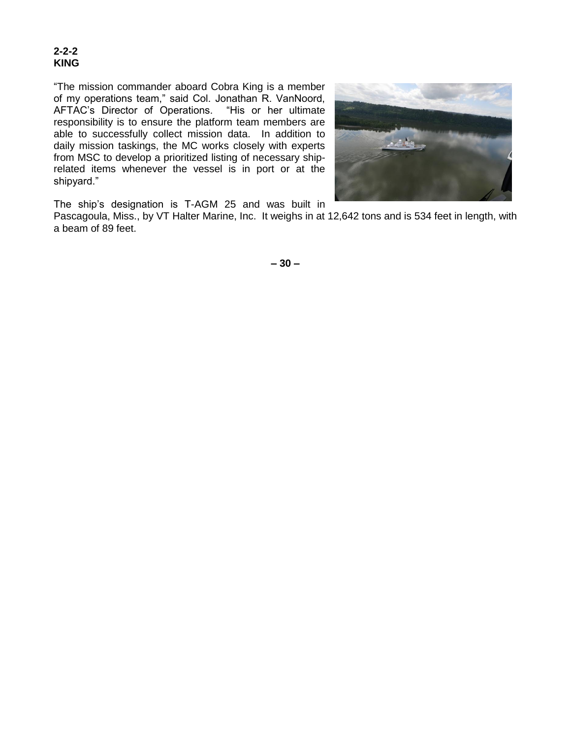**2-2-2**
**KING**

“The mission commander aboard Cobra King is a member of my operations team,” said Col. Jonathan R. VanNoord, AFTAC’s Director of Operations. “His or her ultimate responsibility is to ensure the platform team members are able to successfully collect mission data. In addition to daily mission taskings, the MC works closely with experts from MSC to develop a prioritized listing of necessary ship-related items whenever the vessel is in port or at the shipyard.”

The ship’s designation is T-AGM 25 and was built in Pascagoula, Miss., by VT Halter Marine, Inc. It weighs in at 12,642 tons and is 534 feet in length, with a beam of 89 feet.